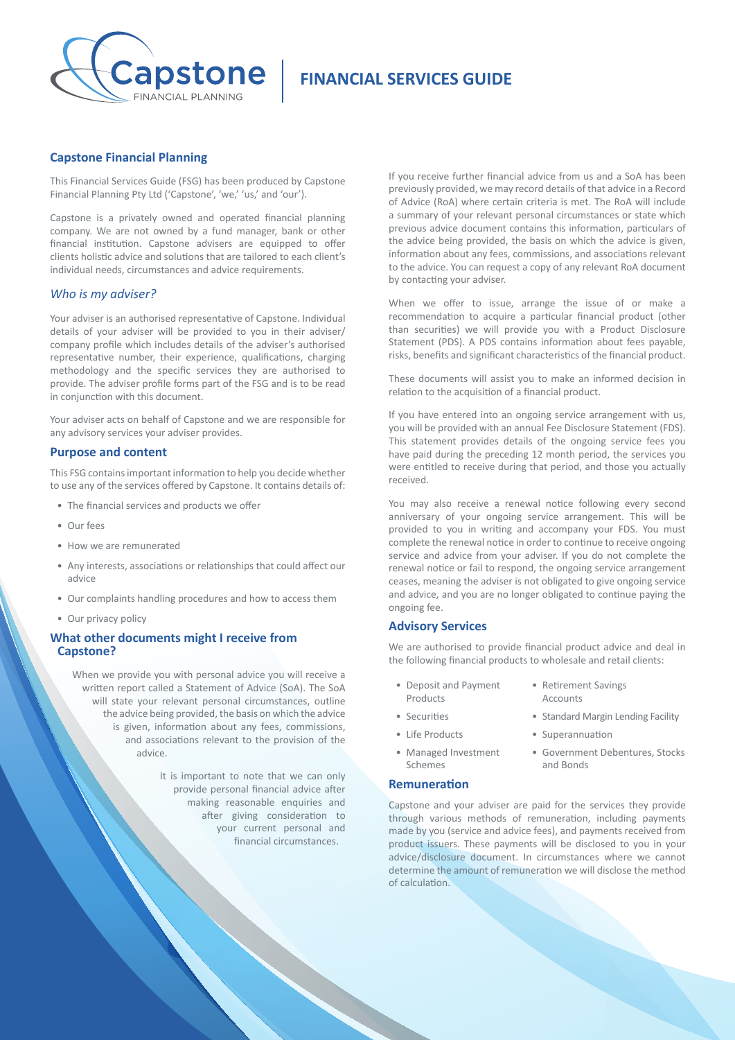# FINANCIAL SERVICES GUIDE

## Capstone Financial Planning

This Financial Services Guide (FSG) has been produced by Capstone Financial Planning Pty Ltd ('Capstone', 'we,' 'us,' and 'our').

Capstone is a privately owned and operated financial planning company. We are not owned by a fund manager, bank or other financial institution. Capstone advisers are equipped to offer clients holistic advice and solutions that are tailored to each client's individual needs, circumstances and advice requirements.

### *Who is my adviser?*

Your adviser is an authorised representative of Capstone. Individual details of your adviser will be provided to you in their adviser/company profile which includes details of the adviser's authorised representative number, their experience, qualifications, charging methodology and the specific services they are authorised to provide. The adviser profile forms part of the FSG and is to be read in conjunction with this document.

Your adviser acts on behalf of Capstone and we are responsible for any advisory services your adviser provides.

## Purpose and content

This FSG contains important information to help you decide whether to use any of the services offered by Capstone. It contains details of:

- The financial services and products we offer
- Our fees
- How we are remunerated
- Any interests, associations or relationships that could affect our advice
- Our complaints handling procedures and how to access them
- Our privacy policy

## What other documents might I receive from Capstone?

When we provide you with personal advice you will receive a written report called a Statement of Advice (SoA). The SoA will state your relevant personal circumstances, outline the advice being provided, the basis on which the advice is given, information about any fees, commissions, and associations relevant to the provision of the advice.

It is important to note that we can only provide personal financial advice after making reasonable enquiries and after giving consideration to your current personal and financial circumstances.

If you receive further financial advice from us and a SoA has been previously provided, we may record details of that advice in a Record of Advice (RoA) where certain criteria is met. The RoA will include a summary of your relevant personal circumstances or state which previous advice document contains this information, particulars of the advice being provided, the basis on which the advice is given, information about any fees, commissions, and associations relevant to the advice. You can request a copy of any relevant RoA document by contacting your adviser.

When we offer to issue, arrange the issue of or make a recommendation to acquire a particular financial product (other than securities) we will provide you with a Product Disclosure Statement (PDS). A PDS contains information about fees payable, risks, benefits and significant characteristics of the financial product.

These documents will assist you to make an informed decision in relation to the acquisition of a financial product.

If you have entered into an ongoing service arrangement with us, you will be provided with an annual Fee Disclosure Statement (FDS). This statement provides details of the ongoing service fees you have paid during the preceding 12 month period, the services you were entitled to receive during that period, and those you actually received.

You may also receive a renewal notice following every second anniversary of your ongoing service arrangement. This will be provided to you in writing and accompany your FDS. You must complete the renewal notice in order to continue to receive ongoing service and advice from your adviser. If you do not complete the renewal notice or fail to respond, the ongoing service arrangement ceases, meaning the adviser is not obligated to give ongoing service and advice, and you are no longer obligated to continue paying the ongoing fee.

## Advisory Services

We are authorised to provide financial product advice and deal in the following financial products to wholesale and retail clients:

- Deposit and Payment Products
- Securities
- Life Products
- Managed Investment Schemes
- Retirement Savings Accounts
- Standard Margin Lending Facility
- Superannuation
- Government Debentures, Stocks and Bonds

## Remuneration

Capstone and your adviser are paid for the services they provide through various methods of remuneration, including payments made by you (service and advice fees), and payments received from product issuers. These payments will be disclosed to you in your advice/disclosure document. In circumstances where we cannot determine the amount of remuneration we will disclose the method of calculation.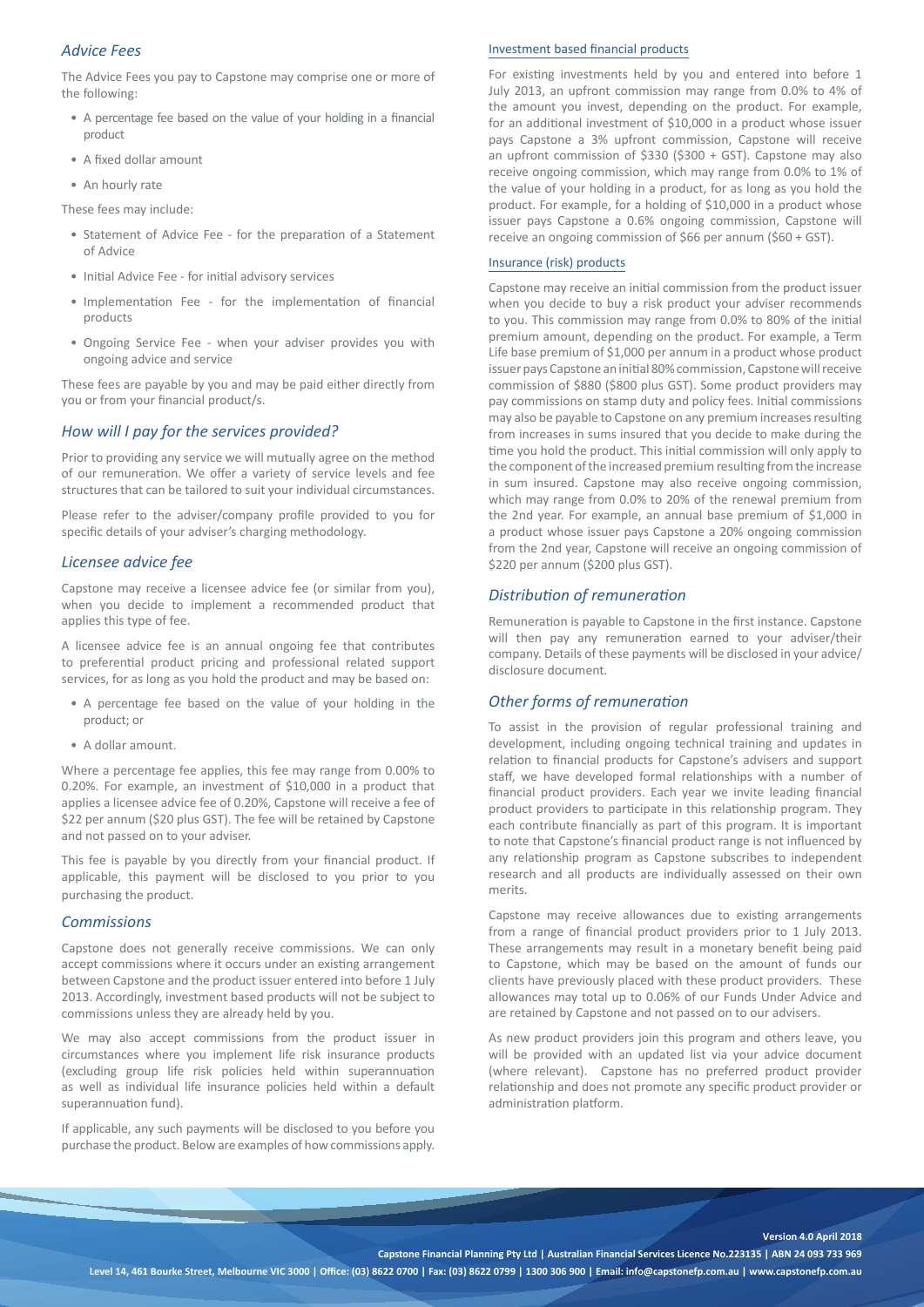## *Advice Fees*

The Advice Fees you pay to Capstone may comprise one or more of the following:

- A percentage fee based on the value of your holding in a financial product
- A fixed dollar amount
- An hourly rate

These fees may include:

- Statement of Advice Fee - for the preparation of a Statement of Advice
- Initial Advice Fee - for initial advisory services
- Implementation Fee - for the implementation of financial products
- Ongoing Service Fee - when your adviser provides you with ongoing advice and service

These fees are payable by you and may be paid either directly from you or from your financial product/s.

## *How will I pay for the services provided?*

Prior to providing any service we will mutually agree on the method of our remuneration. We offer a variety of service levels and fee structures that can be tailored to suit your individual circumstances.

Please refer to the adviser/company profile provided to you for specific details of your adviser's charging methodology.

## *Licensee advice fee*

Capstone may receive a licensee advice fee (or similar from you), when you decide to implement a recommended product that applies this type of fee.

A licensee advice fee is an annual ongoing fee that contributes to preferential product pricing and professional related support services, for as long as you hold the product and may be based on:

- A percentage fee based on the value of your holding in the product; or
- A dollar amount.

Where a percentage fee applies, this fee may range from 0.00% to 0.20%. For example, an investment of $10,000 in a product that applies a licensee advice fee of 0.20%, Capstone will receive a fee of $22 per annum ($20 plus GST). The fee will be retained by Capstone and not passed on to your adviser.

This fee is payable by you directly from your financial product. If applicable, this payment will be disclosed to you prior to you purchasing the product.

## *Commissions*

Capstone does not generally receive commissions. We can only accept commissions where it occurs under an existing arrangement between Capstone and the product issuer entered into before 1 July 2013. Accordingly, investment based products will not be subject to commissions unless they are already held by you.

We may also accept commissions from the product issuer in circumstances where you implement life risk insurance products (excluding group life risk policies held within superannuation as well as individual life insurance policies held within a default superannuation fund).

If applicable, any such payments will be disclosed to you before you purchase the product. Below are examples of how commissions apply.

### Investment based financial products

For existing investments held by you and entered into before 1 July 2013, an upfront commission may range from 0.0% to 4% of the amount you invest, depending on the product. For example, for an additional investment of $10,000 in a product whose issuer pays Capstone a 3% upfront commission, Capstone will receive an upfront commission of $330 ($300 + GST). Capstone may also receive ongoing commission, which may range from 0.0% to 1% of the value of your holding in a product, for as long as you hold the product. For example, for a holding of $10,000 in a product whose issuer pays Capstone a 0.6% ongoing commission, Capstone will receive an ongoing commission of $66 per annum ($60 + GST).

### Insurance (risk) products

Capstone may receive an initial commission from the product issuer when you decide to buy a risk product your adviser recommends to you. This commission may range from 0.0% to 80% of the initial premium amount, depending on the product. For example, a Term Life base premium of $1,000 per annum in a product whose product issuer pays Capstone an initial 80% commission, Capstone will receive commission of $880 ($800 plus GST). Some product providers may pay commissions on stamp duty and policy fees. Initial commissions may also be payable to Capstone on any premium increases resulting from increases in sums insured that you decide to make during the time you hold the product. This initial commission will only apply to the component of the increased premium resulting from the increase in sum insured. Capstone may also receive ongoing commission, which may range from 0.0% to 20% of the renewal premium from the 2nd year. For example, an annual base premium of $1,000 in a product whose issuer pays Capstone a 20% ongoing commission from the 2nd year, Capstone will receive an ongoing commission of $220 per annum ($200 plus GST).

## *Distribution of remuneration*

Remuneration is payable to Capstone in the first instance. Capstone will then pay any remuneration earned to your adviser/their company. Details of these payments will be disclosed in your advice/disclosure document.

## *Other forms of remuneration*

To assist in the provision of regular professional training and development, including ongoing technical training and updates in relation to financial products for Capstone's advisers and support staff, we have developed formal relationships with a number of financial product providers. Each year we invite leading financial product providers to participate in this relationship program. They each contribute financially as part of this program. It is important to note that Capstone's financial product range is not influenced by any relationship program as Capstone subscribes to independent research and all products are individually assessed on their own merits.

Capstone may receive allowances due to existing arrangements from a range of financial product providers prior to 1 July 2013. These arrangements may result in a monetary benefit being paid to Capstone, which may be based on the amount of funds our clients have previously placed with these product providers. These allowances may total up to 0.06% of our Funds Under Advice and are retained by Capstone and not passed on to our advisers.

As new product providers join this program and others leave, you will be provided with an updated list via your advice document (where relevant). Capstone has no preferred product provider relationship and does not promote any specific product provider or administration platform.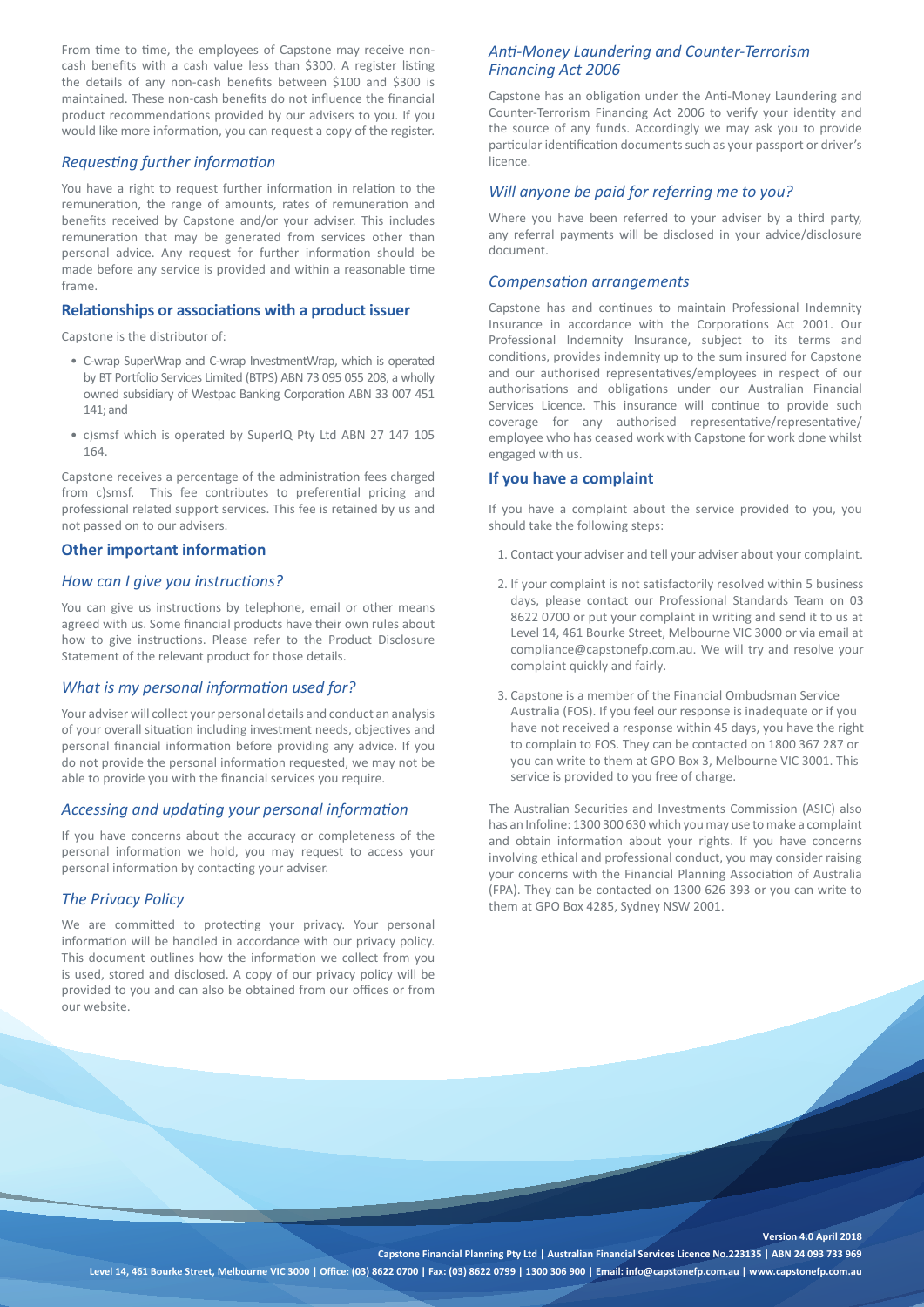From time to time, the employees of Capstone may receive non-cash benefits with a cash value less than $300. A register listing the details of any non-cash benefits between $100 and $300 is maintained. These non-cash benefits do not influence the financial product recommendations provided by our advisers to you. If you would like more information, you can request a copy of the register.

### *Requesting further information*

You have a right to request further information in relation to the remuneration, the range of amounts, rates of remuneration and benefits received by Capstone and/or your adviser. This includes remuneration that may be generated from services other than personal advice. Any request for further information should be made before any service is provided and within a reasonable time frame.

## Relationships or associations with a product issuer

Capstone is the distributor of:

- C-wrap SuperWrap and C-wrap InvestmentWrap, which is operated by BT Portfolio Services Limited (BTPS) ABN 73 095 055 208, a wholly owned subsidiary of Westpac Banking Corporation ABN 33 007 451 141; and
- c)smsf which is operated by SuperIQ Pty Ltd ABN 27 147 105 164.

Capstone receives a percentage of the administration fees charged from c)smsf. This fee contributes to preferential pricing and professional related support services. This fee is retained by us and not passed on to our advisers.

## Other important information

### *How can I give you instructions?*

You can give us instructions by telephone, email or other means agreed with us. Some financial products have their own rules about how to give instructions. Please refer to the Product Disclosure Statement of the relevant product for those details.

### *What is my personal information used for?*

Your adviser will collect your personal details and conduct an analysis of your overall situation including investment needs, objectives and personal financial information before providing any advice. If you do not provide the personal information requested, we may not be able to provide you with the financial services you require.

### *Accessing and updating your personal information*

If you have concerns about the accuracy or completeness of the personal information we hold, you may request to access your personal information by contacting your adviser.

### *The Privacy Policy*

We are committed to protecting your privacy. Your personal information will be handled in accordance with our privacy policy. This document outlines how the information we collect from you is used, stored and disclosed. A copy of our privacy policy will be provided to you and can also be obtained from our offices or from our website.

### *Anti-Money Laundering and Counter-Terrorism Financing Act 2006*

Capstone has an obligation under the Anti-Money Laundering and Counter-Terrorism Financing Act 2006 to verify your identity and the source of any funds. Accordingly we may ask you to provide particular identification documents such as your passport or driver's licence.

### *Will anyone be paid for referring me to you?*

Where you have been referred to your adviser by a third party, any referral payments will be disclosed in your advice/disclosure document.

### *Compensation arrangements*

Capstone has and continues to maintain Professional Indemnity Insurance in accordance with the Corporations Act 2001. Our Professional Indemnity Insurance, subject to its terms and conditions, provides indemnity up to the sum insured for Capstone and our authorised representatives/employees in respect of our authorisations and obligations under our Australian Financial Services Licence. This insurance will continue to provide such coverage for any authorised representative/representative/ employee who has ceased work with Capstone for work done whilst engaged with us.

## If you have a complaint

If you have a complaint about the service provided to you, you should take the following steps:

1. Contact your adviser and tell your adviser about your complaint.
2. If your complaint is not satisfactorily resolved within 5 business days, please contact our Professional Standards Team on 03 8622 0700 or put your complaint in writing and send it to us at Level 14, 461 Bourke Street, Melbourne VIC 3000 or via email at compliance@capstonefp.com.au. We will try and resolve your complaint quickly and fairly.
3. Capstone is a member of the Financial Ombudsman Service Australia (FOS). If you feel our response is inadequate or if you have not received a response within 45 days, you have the right to complain to FOS. They can be contacted on 1800 367 287 or you can write to them at GPO Box 3, Melbourne VIC 3001. This service is provided to you free of charge.

The Australian Securities and Investments Commission (ASIC) also has an Infoline: 1300 300 630 which you may use to make a complaint and obtain information about your rights. If you have concerns involving ethical and professional conduct, you may consider raising your concerns with the Financial Planning Association of Australia (FPA). They can be contacted on 1300 626 393 or you can write to them at GPO Box 4285, Sydney NSW 2001.

**Version 4.0 April 2018**

**Capstone Financial Planning Pty Ltd | Australian Financial Services Licence No.223135 | ABN 24 093 733 969**

**Level 14, 461 Bourke Street, Melbourne VIC 3000 | Office: (03) 8622 0700 | Fax: (03) 8622 0799 | 1300 306 900 | Email: info@capstonefp.com.au | www.capstonefp.com.au**